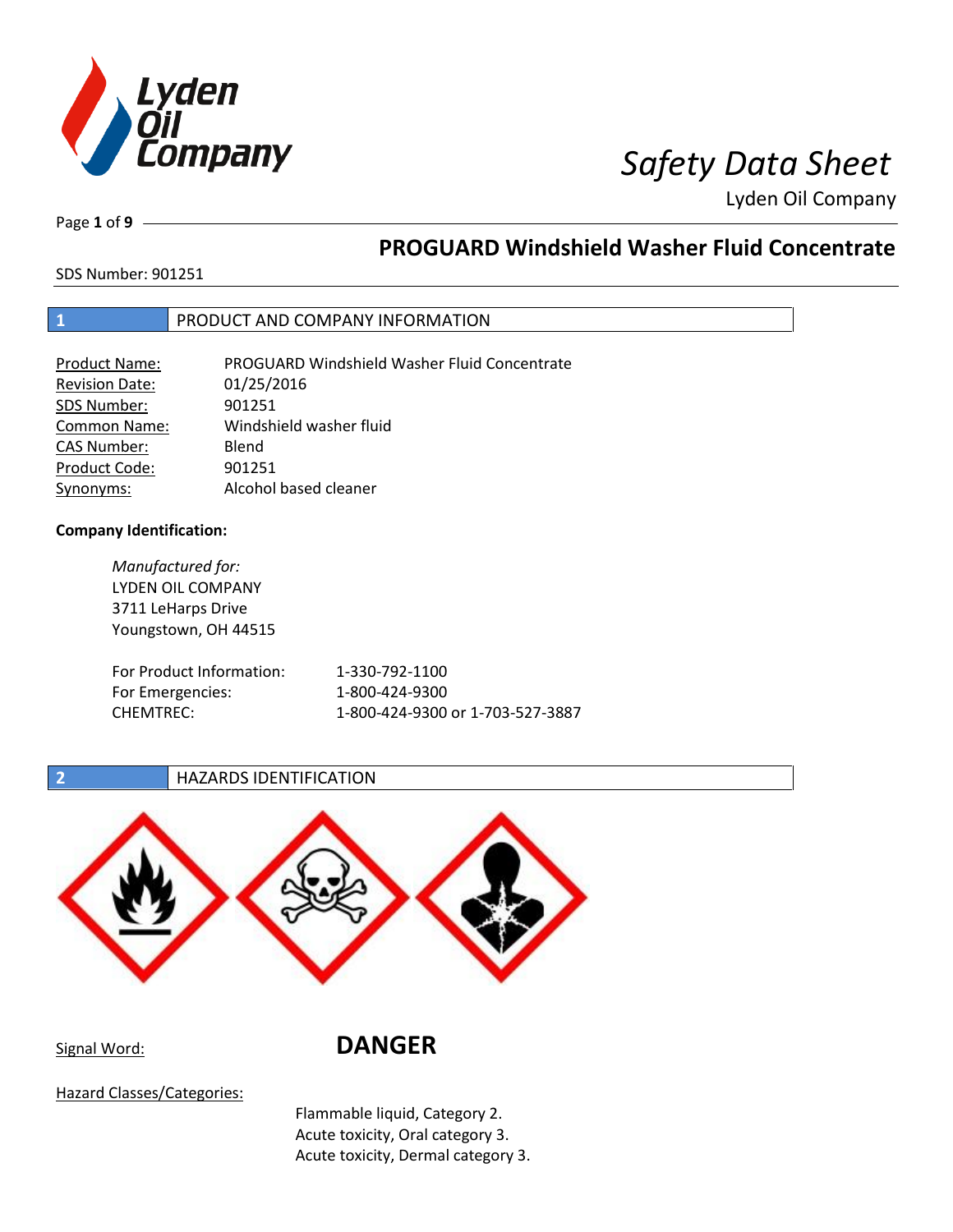# Safety Data Sheet

Lyden Oil Company

## PROGUARD Windshield Washer Fluid Concentrate

SDS Number: 901251

## 1 PRODUCT AND COMPANY INFORMATION

| | |
|---|---|
| Product Name: | PROGUARD Windshield Washer Fluid Concentrate |
| Revision Date: | 01/25/2016 |
| SDS Number: | 901251 |
| Common Name: | Windshield washer fluid |
| CAS Number: | Blend |
| Product Code: | 901251 |
| Synonyms: | Alcohol based cleaner |

**Company Identification:**

*Manufactured for:*
LYDEN OIL COMPANY
3711 LeHarps Drive
Youngstown, OH 44515

| | |
|---|---|
| For Product Information: | 1-330-792-1100 |
| For Emergencies: | 1-800-424-9300 |
| CHEMTREC: | 1-800-424-9300 or 1-703-527-3887 |

## 2 HAZARDS IDENTIFICATION

Signal Word: **DANGER**

Hazard Classes/Categories:

Flammable liquid, Category 2.
Acute toxicity, Oral category 3.
Acute toxicity, Dermal category 3.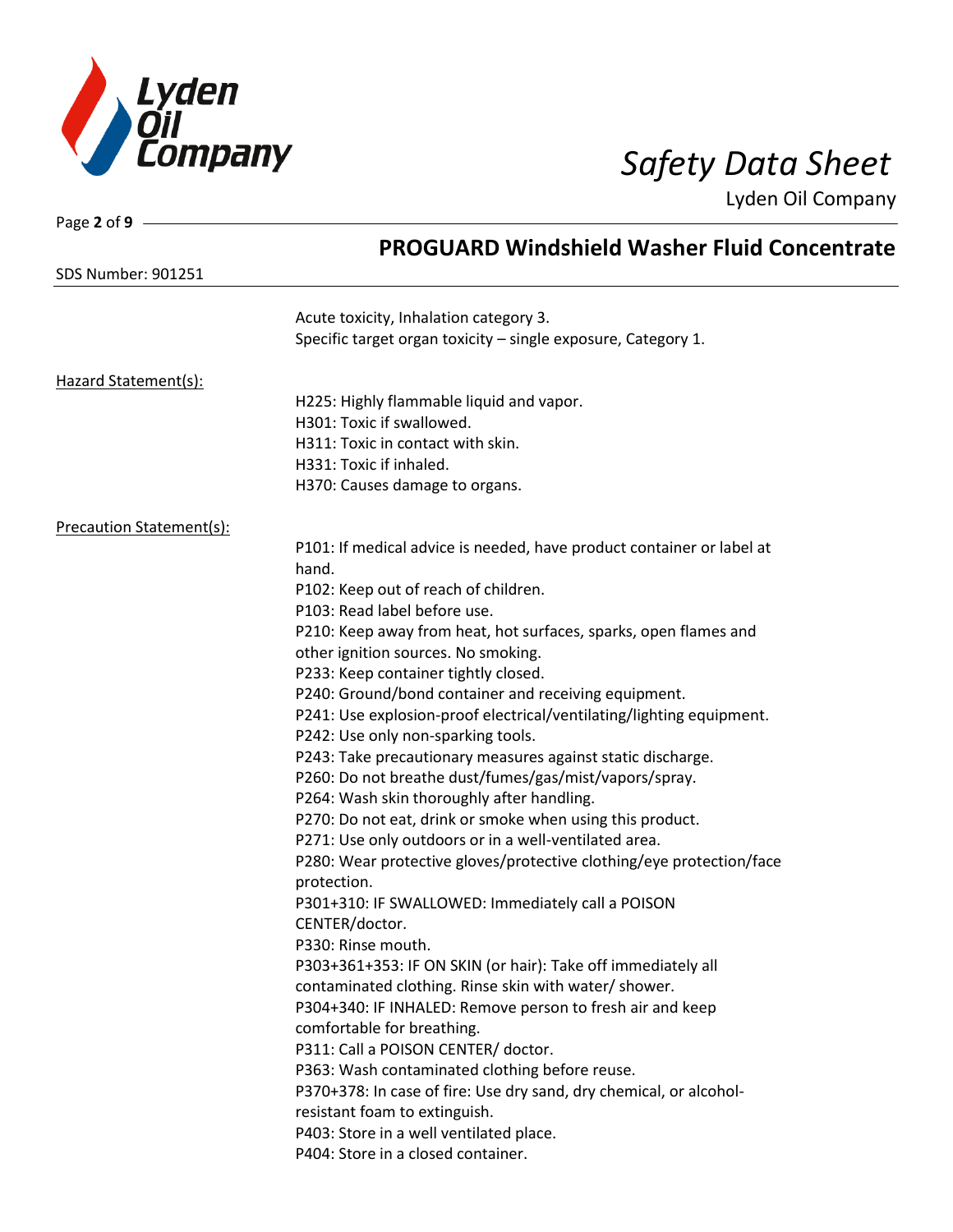## PROGUARD Windshield Washer Fluid Concentrate

SDS Number: 901251

Acute toxicity, Inhalation category 3.
Specific target organ toxicity – single exposure, Category 1.

Hazard Statement(s):

H225: Highly flammable liquid and vapor.
H301: Toxic if swallowed.
H311: Toxic in contact with skin.
H331: Toxic if inhaled.
H370: Causes damage to organs.

Precaution Statement(s):

P101: If medical advice is needed, have product container or label at hand.
P102: Keep out of reach of children.
P103: Read label before use.
P210: Keep away from heat, hot surfaces, sparks, open flames and other ignition sources. No smoking.
P233: Keep container tightly closed.
P240: Ground/bond container and receiving equipment.
P241: Use explosion-proof electrical/ventilating/lighting equipment.
P242: Use only non-sparking tools.
P243: Take precautionary measures against static discharge.
P260: Do not breathe dust/fumes/gas/mist/vapors/spray.
P264: Wash skin thoroughly after handling.
P270: Do not eat, drink or smoke when using this product.
P271: Use only outdoors or in a well-ventilated area.
P280: Wear protective gloves/protective clothing/eye protection/face protection.
P301+310: IF SWALLOWED: Immediately call a POISON CENTER/doctor.
P330: Rinse mouth.
P303+361+353: IF ON SKIN (or hair): Take off immediately all contaminated clothing. Rinse skin with water/ shower.
P304+340: IF INHALED: Remove person to fresh air and keep comfortable for breathing.
P311: Call a POISON CENTER/ doctor.
P363: Wash contaminated clothing before reuse.
P370+378: In case of fire: Use dry sand, dry chemical, or alcohol-resistant foam to extinguish.
P403: Store in a well ventilated place.
P404: Store in a closed container.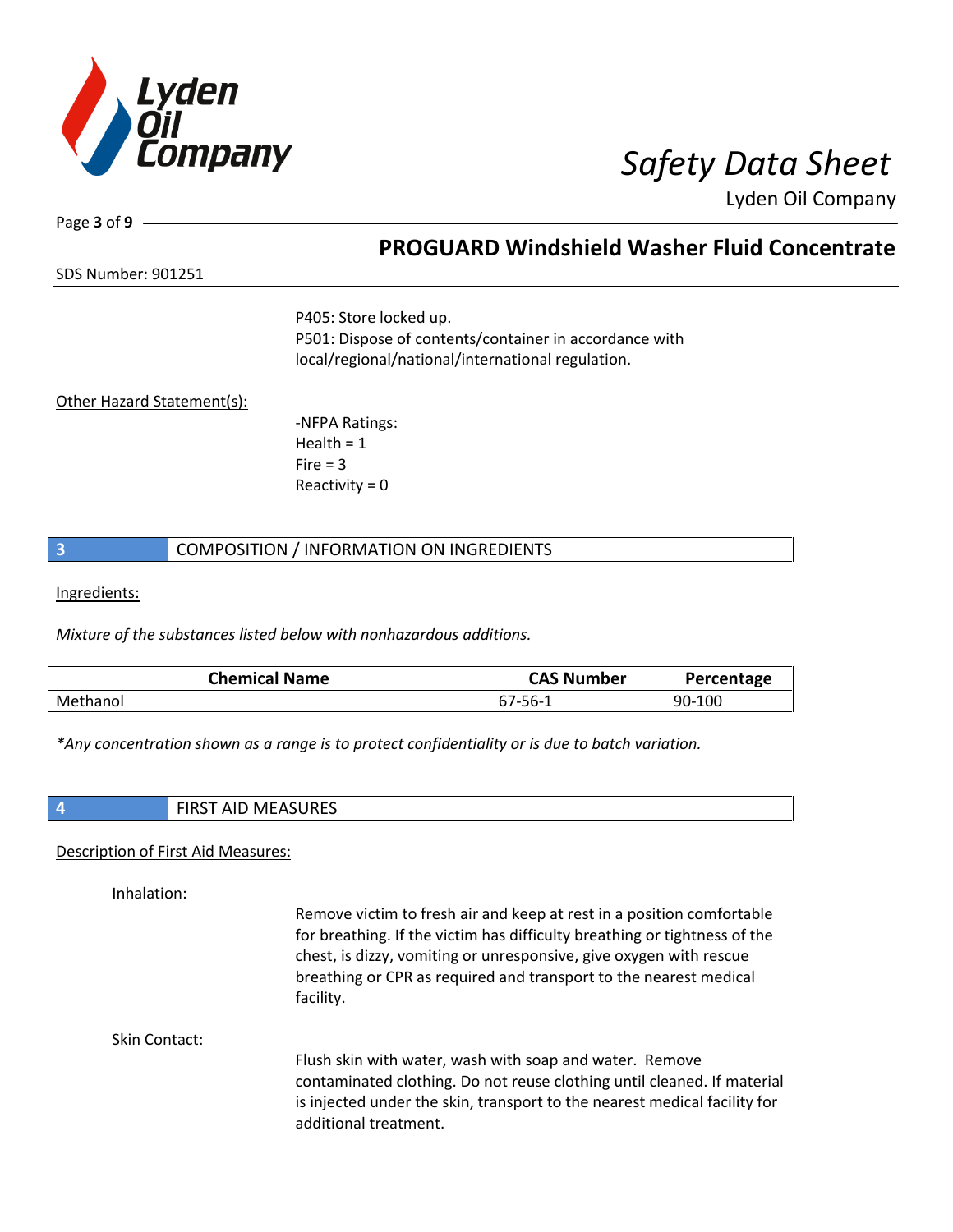P405: Store locked up.
P501: Dispose of contents/container in accordance with local/regional/national/international regulation.

Other Hazard Statement(s):

-NFPA Ratings:
Health = 1
Fire = 3
Reactivity = 0

## 3 COMPOSITION / INFORMATION ON INGREDIENTS

Ingredients:

*Mixture of the substances listed below with nonhazardous additions.*

| Chemical Name | CAS Number | Percentage |
|---|---|---|
| Methanol | 67-56-1 | 90-100 |

*\*Any concentration shown as a range is to protect confidentiality or is due to batch variation.*

## 4 FIRST AID MEASURES

Description of First Aid Measures:

Inhalation:

Remove victim to fresh air and keep at rest in a position comfortable for breathing. If the victim has difficulty breathing or tightness of the chest, is dizzy, vomiting or unresponsive, give oxygen with rescue breathing or CPR as required and transport to the nearest medical facility.

Skin Contact:

Flush skin with water, wash with soap and water. Remove contaminated clothing. Do not reuse clothing until cleaned. If material is injected under the skin, transport to the nearest medical facility for additional treatment.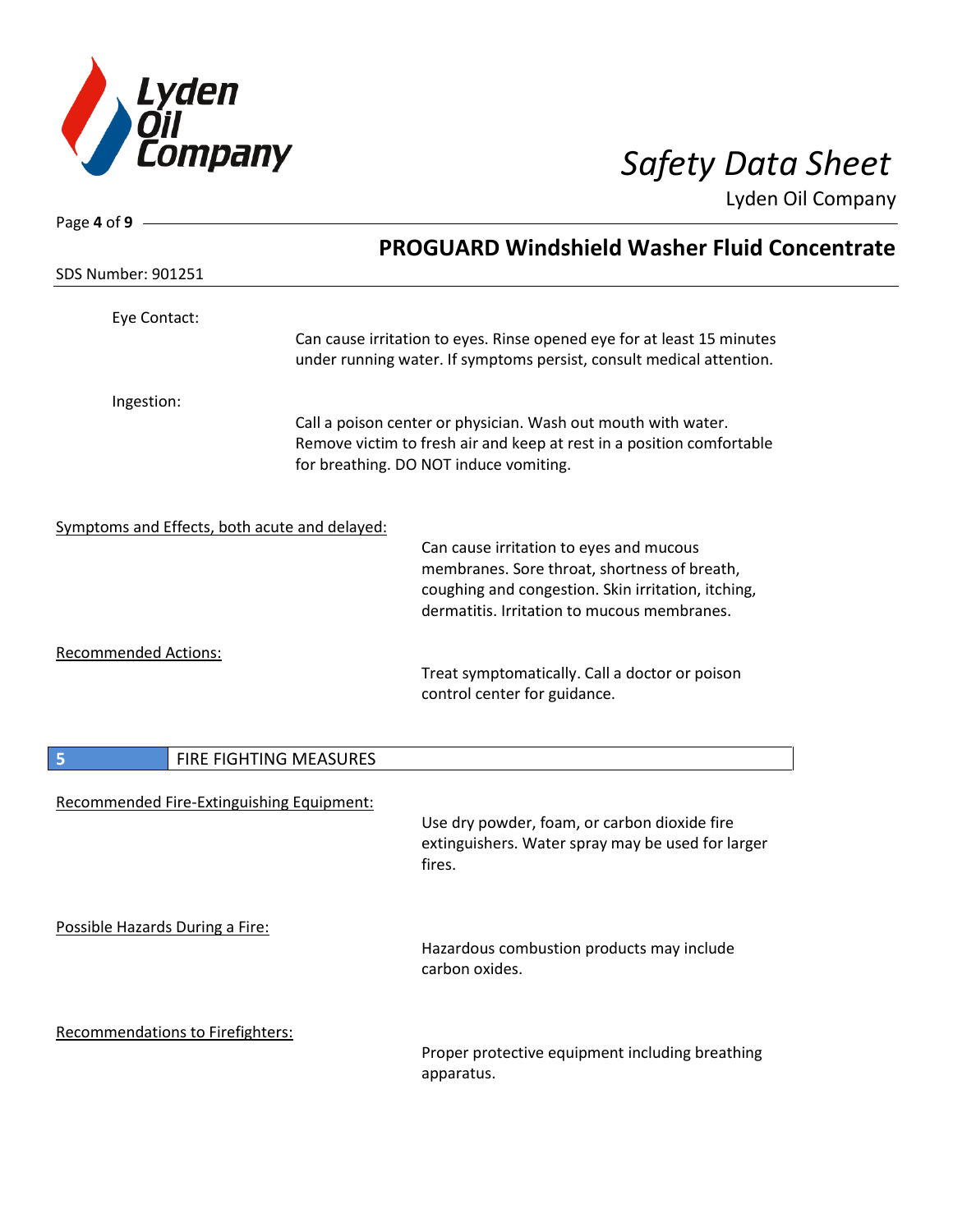Eye Contact:

Can cause irritation to eyes. Rinse opened eye for at least 15 minutes under running water. If symptoms persist, consult medical attention.

Ingestion:

Call a poison center or physician. Wash out mouth with water. Remove victim to fresh air and keep at rest in a position comfortable for breathing. DO NOT induce vomiting.

Symptoms and Effects, both acute and delayed:

Can cause irritation to eyes and mucous membranes. Sore throat, shortness of breath, coughing and congestion. Skin irritation, itching, dermatitis. Irritation to mucous membranes.

Recommended Actions:

Treat symptomatically. Call a doctor or poison control center for guidance.

## 5 FIRE FIGHTING MEASURES

Recommended Fire-Extinguishing Equipment:

Use dry powder, foam, or carbon dioxide fire extinguishers. Water spray may be used for larger fires.

Possible Hazards During a Fire:

Hazardous combustion products may include carbon oxides.

Recommendations to Firefighters:

Proper protective equipment including breathing apparatus.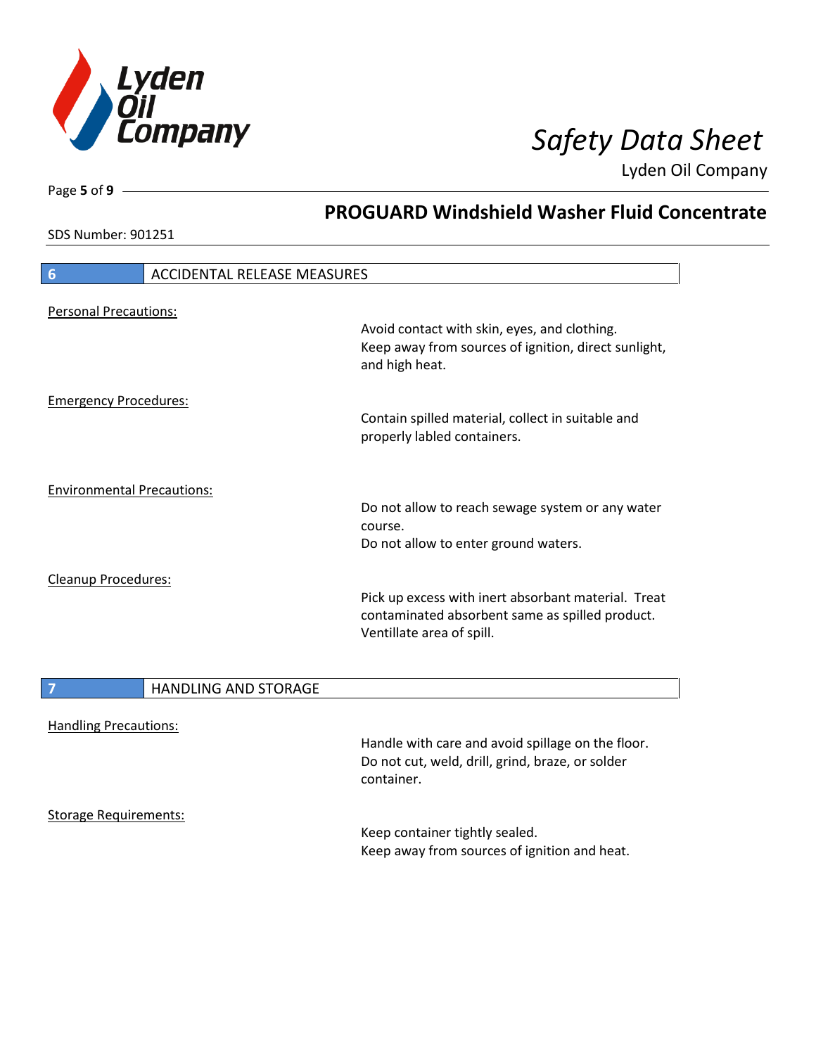## 6 ACCIDENTAL RELEASE MEASURES

Personal Precautions:

Avoid contact with skin, eyes, and clothing.
Keep away from sources of ignition, direct sunlight, and high heat.

Emergency Procedures:

Contain spilled material, collect in suitable and properly labled containers.

Environmental Precautions:

Do not allow to reach sewage system or any water course.
Do not allow to enter ground waters.

Cleanup Procedures:

Pick up excess with inert absorbant material. Treat contaminated absorbent same as spilled product.
Ventillate area of spill.

## 7 HANDLING AND STORAGE

Handling Precautions:

Handle with care and avoid spillage on the floor.
Do not cut, weld, drill, grind, braze, or solder container.

Storage Requirements:

Keep container tightly sealed.
Keep away from sources of ignition and heat.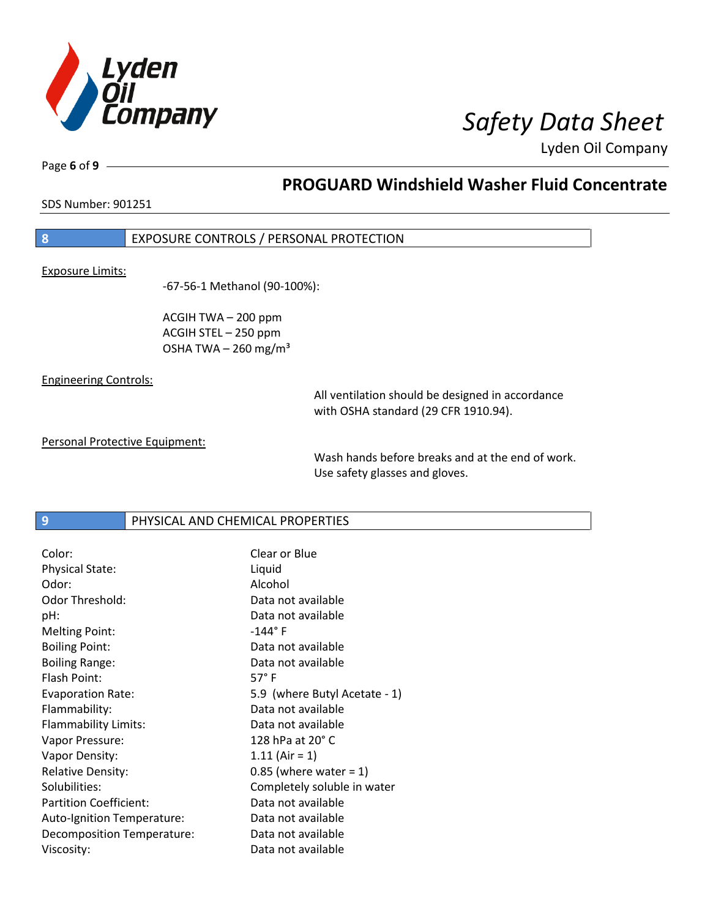## 8 EXPOSURE CONTROLS / PERSONAL PROTECTION

Exposure Limits:

-67-56-1 Methanol (90-100%):

ACGIH TWA – 200 ppm
ACGIH STEL – 250 ppm
OSHA TWA – 260 mg/m³

Engineering Controls:

All ventilation should be designed in accordance with OSHA standard (29 CFR 1910.94).

Personal Protective Equipment:

Wash hands before breaks and at the end of work. Use safety glasses and gloves.

## 9 PHYSICAL AND CHEMICAL PROPERTIES

| | |
|---|---|
| Color: | Clear or Blue |
| Physical State: | Liquid |
| Odor: | Alcohol |
| Odor Threshold: | Data not available |
| pH: | Data not available |
| Melting Point: | -144° F |
| Boiling Point: | Data not available |
| Boiling Range: | Data not available |
| Flash Point: | 57° F |
| Evaporation Rate: | 5.9 (where Butyl Acetate - 1) |
| Flammability: | Data not available |
| Flammability Limits: | Data not available |
| Vapor Pressure: | 128 hPa at 20° C |
| Vapor Density: | 1.11 (Air = 1) |
| Relative Density: | 0.85 (where water = 1) |
| Solubilities: | Completely soluble in water |
| Partition Coefficient: | Data not available |
| Auto-Ignition Temperature: | Data not available |
| Decomposition Temperature: | Data not available |
| Viscosity: | Data not available |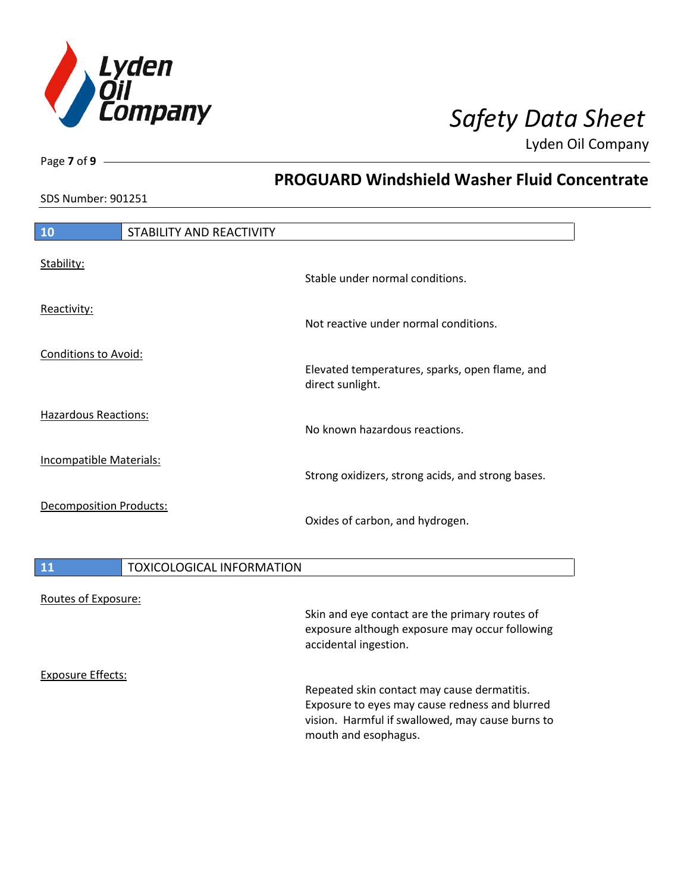## 10 STABILITY AND REACTIVITY

**Stability:**

Stable under normal conditions.

**Reactivity:**

Not reactive under normal conditions.

**Conditions to Avoid:**

Elevated temperatures, sparks, open flame, and direct sunlight.

**Hazardous Reactions:**

No known hazardous reactions.

**Incompatible Materials:**

Strong oxidizers, strong acids, and strong bases.

**Decomposition Products:**

Oxides of carbon, and hydrogen.

## 11 TOXICOLOGICAL INFORMATION

**Routes of Exposure:**

Skin and eye contact are the primary routes of exposure although exposure may occur following accidental ingestion.

**Exposure Effects:**

Repeated skin contact may cause dermatitis. Exposure to eyes may cause redness and blurred vision. Harmful if swallowed, may cause burns to mouth and esophagus.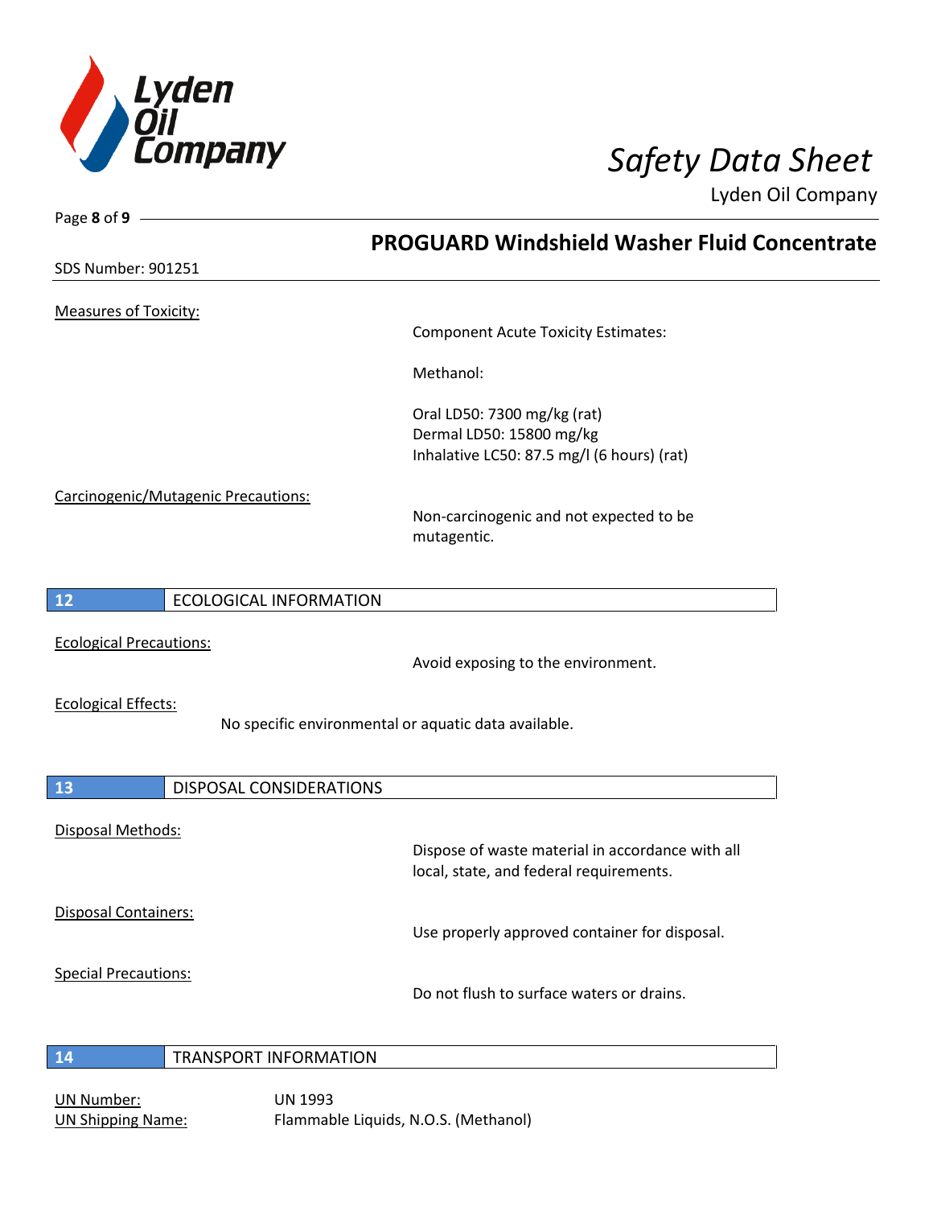Measures of Toxicity:

Component Acute Toxicity Estimates:

Methanol:

Oral LD50: 7300 mg/kg (rat)
Dermal LD50: 15800 mg/kg
Inhalative LC50: 87.5 mg/l (6 hours) (rat)

Carcinogenic/Mutagenic Precautions:

Non-carcinogenic and not expected to be mutagentic.

## 12 ECOLOGICAL INFORMATION

Ecological Precautions:

Avoid exposing to the environment.

Ecological Effects:

No specific environmental or aquatic data available.

## 13 DISPOSAL CONSIDERATIONS

Disposal Methods:

Dispose of waste material in accordance with all local, state, and federal requirements.

Disposal Containers:

Use properly approved container for disposal.

Special Precautions:

Do not flush to surface waters or drains.

## 14 TRANSPORT INFORMATION

UN Number: UN 1993
UN Shipping Name: Flammable Liquids, N.O.S. (Methanol)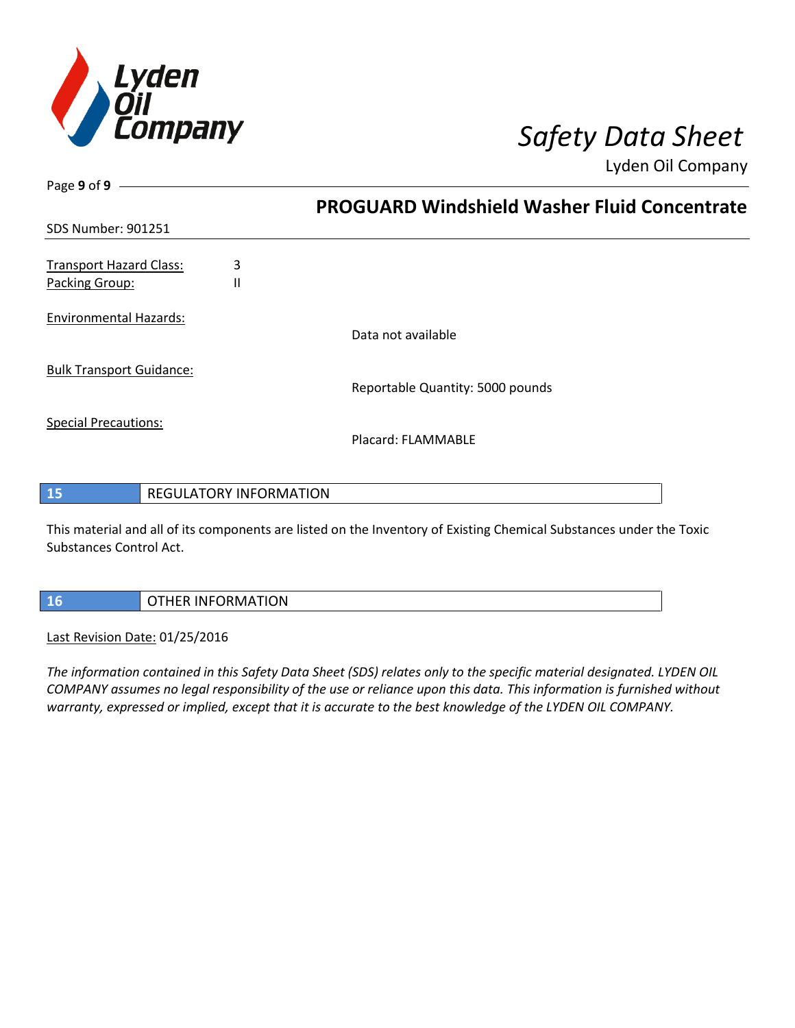Transport Hazard Class: 3
Packing Group: II

Environmental Hazards:
Data not available

Bulk Transport Guidance:
Reportable Quantity: 5000 pounds

Special Precautions:
Placard: FLAMMABLE

## 15 REGULATORY INFORMATION

This material and all of its components are listed on the Inventory of Existing Chemical Substances under the Toxic Substances Control Act.

## 16 OTHER INFORMATION

Last Revision Date: 01/25/2016

*The information contained in this Safety Data Sheet (SDS) relates only to the specific material designated. LYDEN OIL COMPANY assumes no legal responsibility of the use or reliance upon this data. This information is furnished without warranty, expressed or implied, except that it is accurate to the best knowledge of the LYDEN OIL COMPANY.*